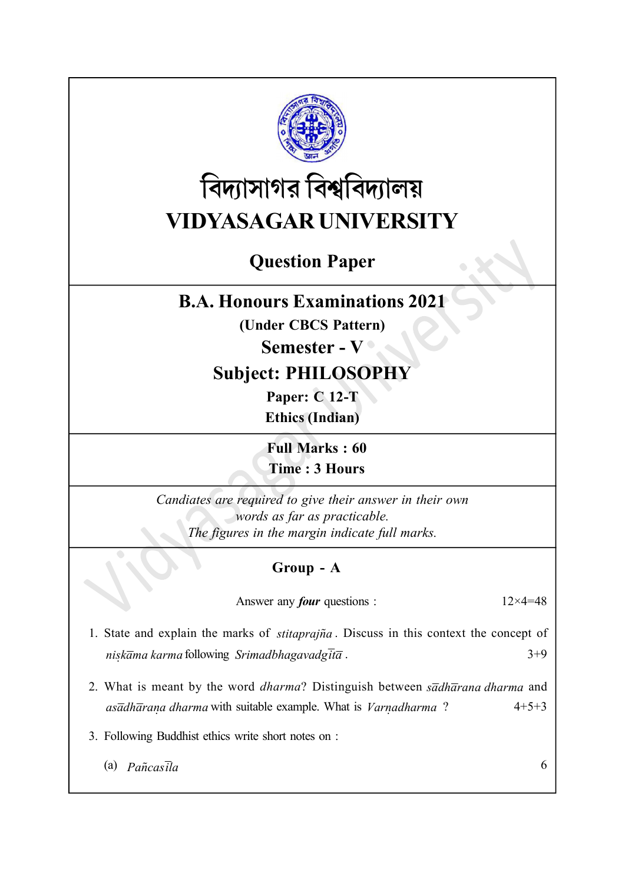# বিদ্যাসাগর বিশ্ববিদ্যালয়

# VIDYASAGAR UNIVERSITY

## Question Paper

## B.A. Honours Examinations 2021

**(Under CBCS Pattern)**

**Semester - V**

**Subject: PHILOSOPHY**

**Paper: C 12-T**

**Ethics (Indian)**

**Full Marks : 60**

**Time : 3 Hours**

*Candiates are required to give their answer in their own words as far as practicable.*

*The figures in the margin indicate full marks.*

## Group - A

Answer any ***four*** questions : 12×4=48

1. State and explain the marks of *stitaprajña*. Discuss in this context the concept of *niṣkāma karma* following *Srimadbhagavadgītā*. 3+9

2. What is meant by the word *dharma*? Distinguish between *sādhārana dharma* and *asādhāraṇa dharma* with suitable example. What is *Varṇadharma* ? 4+5+3

3. Following Buddhist ethics write short notes on :

   (a) *Pañcasīla* 6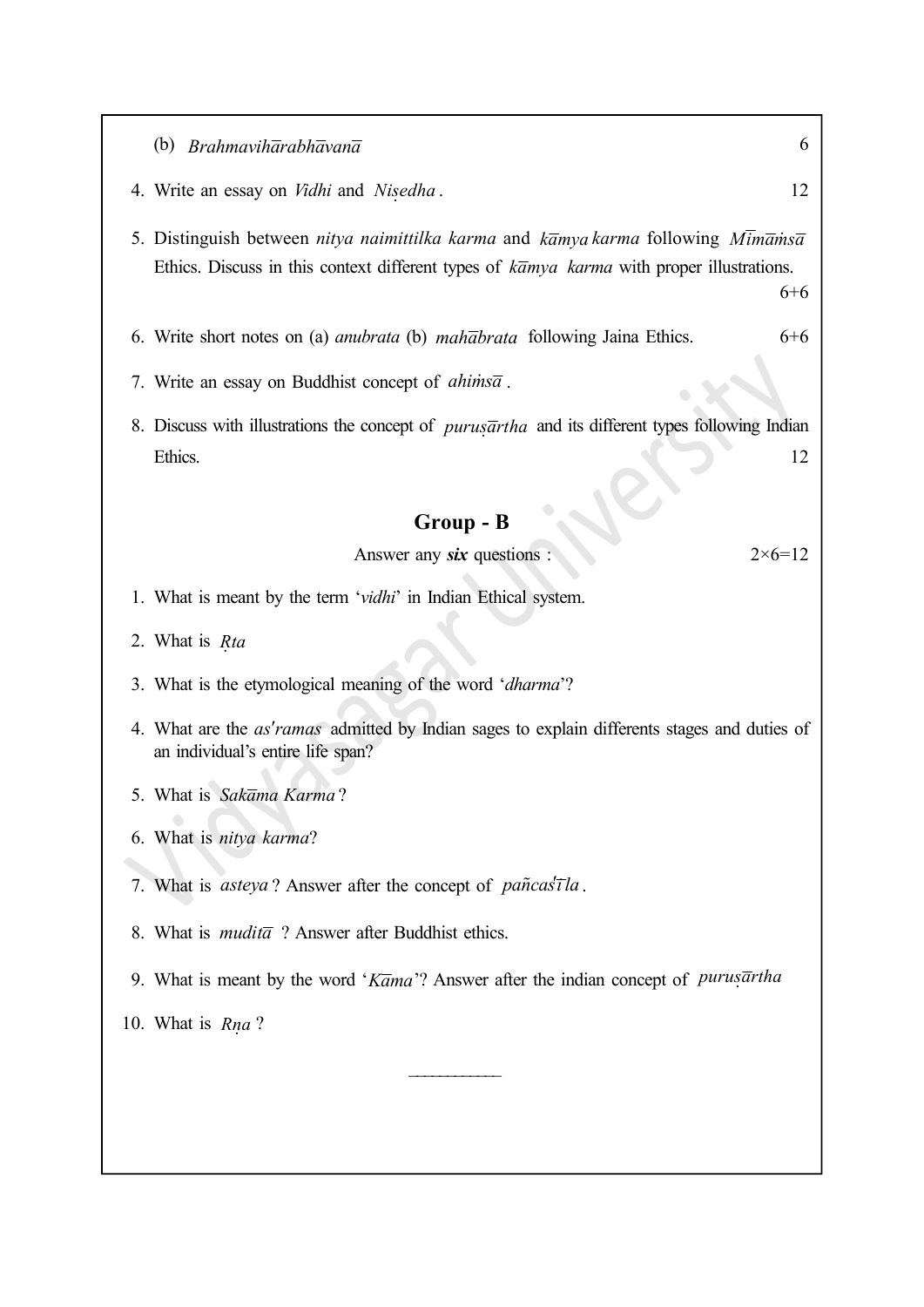(b) *Brahmavihārabhāvanā* 6

4. Write an essay on *Vidhi* and *Niṣedha*. 12

5. Distinguish between *nitya naimittilka karma* and *kāmya karma* following *Mīmāṁsā* Ethics. Discuss in this context different types of *kāmya karma* with proper illustrations. 6+6

6. Write short notes on (a) *anubrata* (b) *mahābrata* following Jaina Ethics. 6+6

7. Write an essay on Buddhist concept of *ahiṁsā*.

8. Discuss with illustrations the concept of *puruṣārtha* and its different types following Indian Ethics. 12

## Group - B

Answer any ***six*** questions : 2×6=12

1. What is meant by the term '*vidhi*' in Indian Ethical system.

2. What is *Ṛta*

3. What is the etymological meaning of the word '*dharma*'?

4. What are the *as'ramas* admitted by Indian sages to explain differents stages and duties of an individual's entire life span?

5. What is *Sakāma Karma*?

6. What is *nitya karma*?

7. What is *asteya*? Answer after the concept of *pañcas'īla*.

8. What is *muditā* ? Answer after Buddhist ethics.

9. What is meant by the word '*Kāma*'? Answer after the indian concept of *puruṣārtha*

10. What is *Ṛṇa* ?

———————